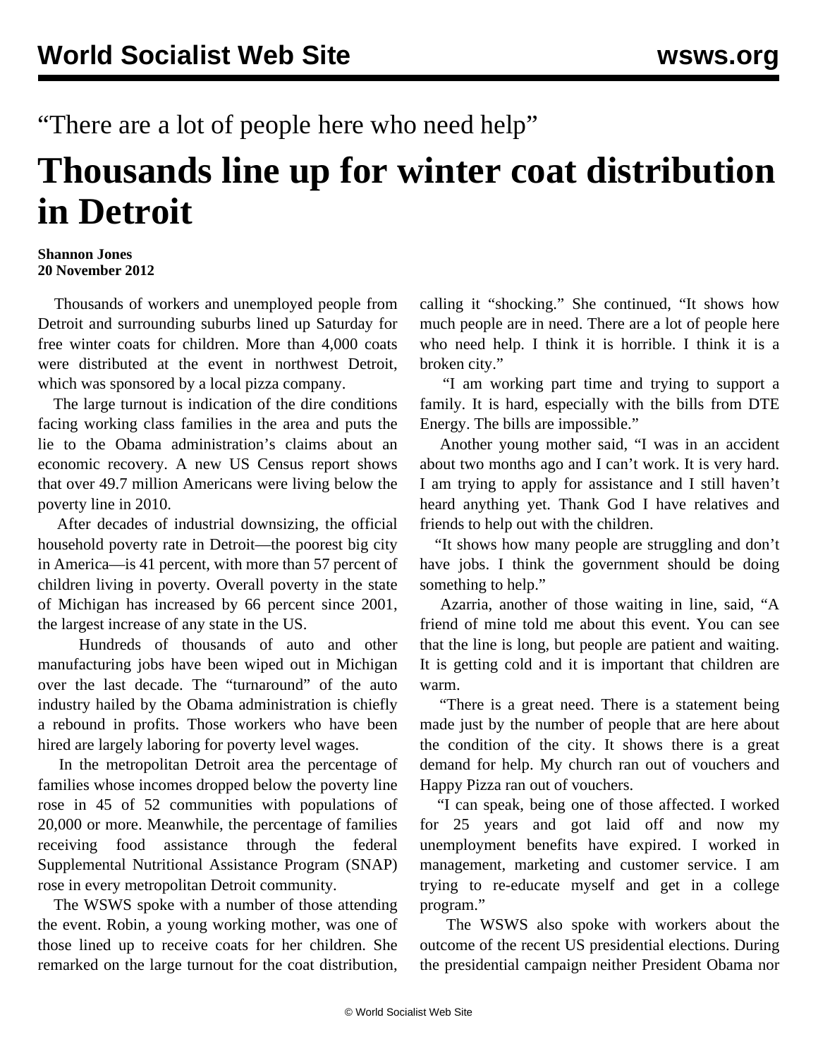“There are a lot of people here who need help”

# Thousands line up for winter coat distribution in Detroit

**Shannon Jones**
**20 November 2012**

Thousands of workers and unemployed people from Detroit and surrounding suburbs lined up Saturday for free winter coats for children. More than 4,000 coats were distributed at the event in northwest Detroit, which was sponsored by a local pizza company.

The large turnout is indication of the dire conditions facing working class families in the area and puts the lie to the Obama administration’s claims about an economic recovery. A new US Census report shows that over 49.7 million Americans were living below the poverty line in 2010.

After decades of industrial downsizing, the official household poverty rate in Detroit—the poorest big city in America—is 41 percent, with more than 57 percent of children living in poverty. Overall poverty in the state of Michigan has increased by 66 percent since 2001, the largest increase of any state in the US.

Hundreds of thousands of auto and other manufacturing jobs have been wiped out in Michigan over the last decade. The “turnaround” of the auto industry hailed by the Obama administration is chiefly a rebound in profits. Those workers who have been hired are largely laboring for poverty level wages.

In the metropolitan Detroit area the percentage of families whose incomes dropped below the poverty line rose in 45 of 52 communities with populations of 20,000 or more. Meanwhile, the percentage of families receiving food assistance through the federal Supplemental Nutritional Assistance Program (SNAP) rose in every metropolitan Detroit community.

The WSWS spoke with a number of those attending the event. Robin, a young working mother, was one of those lined up to receive coats for her children. She remarked on the large turnout for the coat distribution, calling it “shocking.” She continued, “It shows how much people are in need. There are a lot of people here who need help. I think it is horrible. I think it is a broken city.”

“I am working part time and trying to support a family. It is hard, especially with the bills from DTE Energy. The bills are impossible.”

Another young mother said, “I was in an accident about two months ago and I can’t work. It is very hard. I am trying to apply for assistance and I still haven’t heard anything yet. Thank God I have relatives and friends to help out with the children.

“It shows how many people are struggling and don’t have jobs. I think the government should be doing something to help.”

Azarria, another of those waiting in line, said, “A friend of mine told me about this event. You can see that the line is long, but people are patient and waiting. It is getting cold and it is important that children are warm.

“There is a great need. There is a statement being made just by the number of people that are here about the condition of the city. It shows there is a great demand for help. My church ran out of vouchers and Happy Pizza ran out of vouchers.

“I can speak, being one of those affected. I worked for 25 years and got laid off and now my unemployment benefits have expired. I worked in management, marketing and customer service. I am trying to re-educate myself and get in a college program.”

The WSWS also spoke with workers about the outcome of the recent US presidential elections. During the presidential campaign neither President Obama nor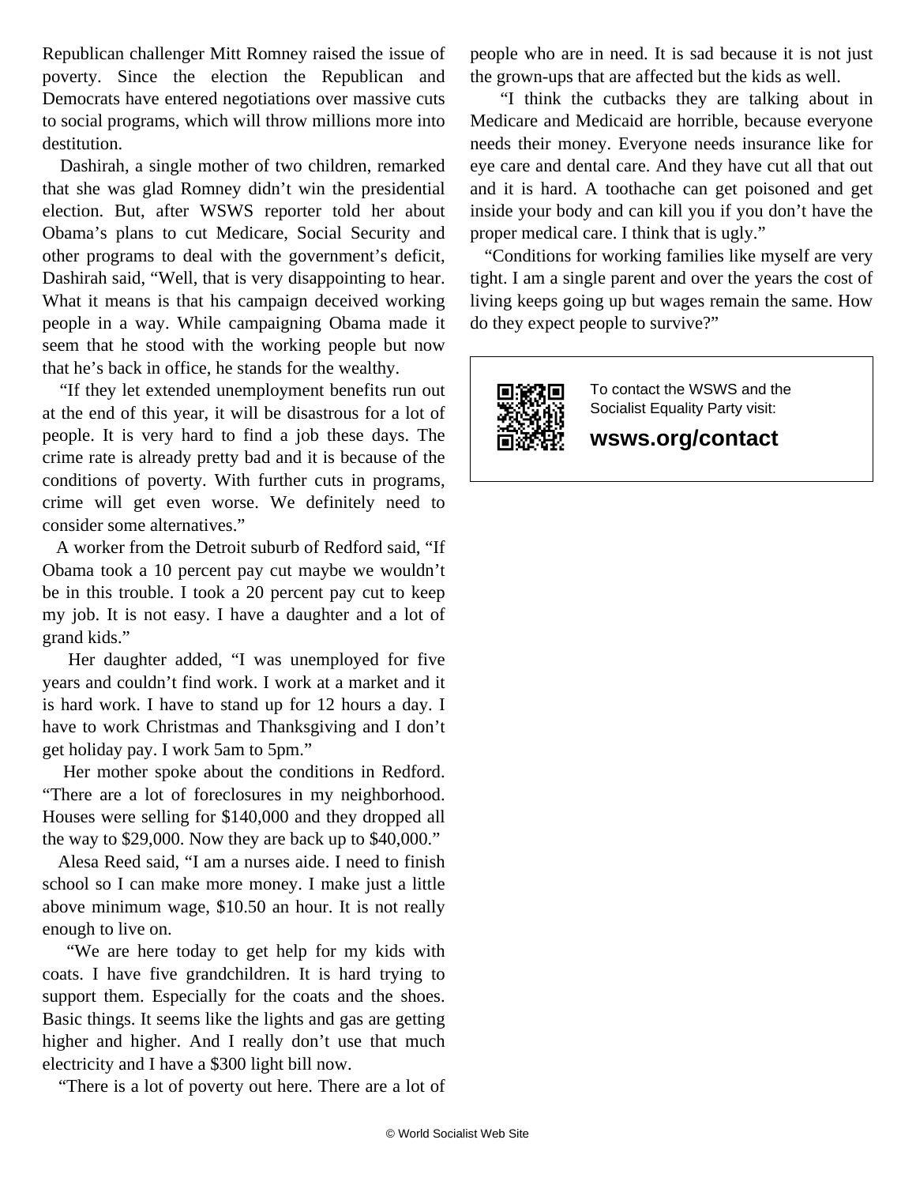Republican challenger Mitt Romney raised the issue of poverty. Since the election the Republican and Democrats have entered negotiations over massive cuts to social programs, which will throw millions more into destitution.

Dashirah, a single mother of two children, remarked that she was glad Romney didn't win the presidential election. But, after WSWS reporter told her about Obama's plans to cut Medicare, Social Security and other programs to deal with the government's deficit, Dashirah said, "Well, that is very disappointing to hear. What it means is that his campaign deceived working people in a way. While campaigning Obama made it seem that he stood with the working people but now that he's back in office, he stands for the wealthy.

"If they let extended unemployment benefits run out at the end of this year, it will be disastrous for a lot of people. It is very hard to find a job these days. The crime rate is already pretty bad and it is because of the conditions of poverty. With further cuts in programs, crime will get even worse. We definitely need to consider some alternatives."

A worker from the Detroit suburb of Redford said, "If Obama took a 10 percent pay cut maybe we wouldn't be in this trouble. I took a 20 percent pay cut to keep my job. It is not easy. I have a daughter and a lot of grand kids."

Her daughter added, "I was unemployed for five years and couldn't find work. I work at a market and it is hard work. I have to stand up for 12 hours a day. I have to work Christmas and Thanksgiving and I don't get holiday pay. I work 5am to 5pm."

Her mother spoke about the conditions in Redford. "There are a lot of foreclosures in my neighborhood. Houses were selling for $140,000 and they dropped all the way to $29,000. Now they are back up to $40,000."

Alesa Reed said, "I am a nurses aide. I need to finish school so I can make more money. I make just a little above minimum wage, $10.50 an hour. It is not really enough to live on.

"We are here today to get help for my kids with coats. I have five grandchildren. It is hard trying to support them. Especially for the coats and the shoes. Basic things. It seems like the lights and gas are getting higher and higher. And I really don't use that much electricity and I have a $300 light bill now.

"There is a lot of poverty out here. There are a lot of people who are in need. It is sad because it is not just the grown-ups that are affected but the kids as well.

"I think the cutbacks they are talking about in Medicare and Medicaid are horrible, because everyone needs their money. Everyone needs insurance like for eye care and dental care. And they have cut all that out and it is hard. A toothache can get poisoned and get inside your body and can kill you if you don't have the proper medical care. I think that is ugly."

"Conditions for working families like myself are very tight. I am a single parent and over the years the cost of living keeps going up but wages remain the same. How do they expect people to survive?"

To contact the WSWS and the Socialist Equality Party visit:

**wsws.org/contact**